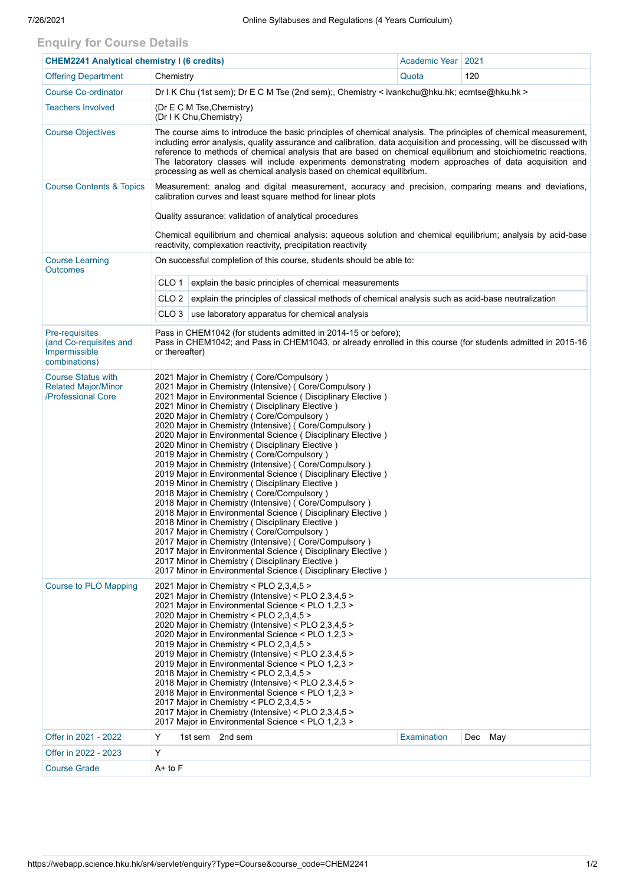## Enquiry for Course Details

| CHEM2241 Analytical chemistry I (6 credits) | | Academic Year | 2021 |
|---|---|---|---|
| Offering Department | Chemistry | Quota | 120 |
| Course Co-ordinator | Dr I K Chu (1st sem); Dr E C M Tse (2nd sem);, Chemistry < ivankchu@hku.hk; ecmtse@hku.hk > | | |
| Teachers Involved | (Dr E C M Tse,Chemistry)<br>(Dr I K Chu,Chemistry) | | |
| Course Objectives | The course aims to introduce the basic principles of chemical analysis. The principles of chemical measurement, including error analysis, quality assurance and calibration, data acquisition and processing, will be discussed with reference to methods of chemical analysis that are based on chemical equilibrium and stoichiometric reactions. The laboratory classes will include experiments demonstrating modern approaches of data acquisition and processing as well as chemical analysis based on chemical equilibrium. | | |
| Course Contents & Topics | Measurement: analog and digital measurement, accuracy and precision, comparing means and deviations, calibration curves and least square method for linear plots<br><br>Quality assurance: validation of analytical procedures<br><br>Chemical equilibrium and chemical analysis: aqueous solution and chemical equilibrium; analysis by acid-base reactivity, complexation reactivity, precipitation reactivity | | |
| Course Learning Outcomes | On successful completion of this course, students should be able to:<br><br>CLO 1 explain the basic principles of chemical measurements<br>CLO 2 explain the principles of classical methods of chemical analysis such as acid-base neutralization<br>CLO 3 use laboratory apparatus for chemical analysis | | |
| Pre-requisites (and Co-requisites and Impermissible combinations) | Pass in CHEM1042 (for students admitted in 2014-15 or before);<br>Pass in CHEM1042; and Pass in CHEM1043, or already enrolled in this course (for students admitted in 2015-16 or thereafter) | | |
| Course Status with Related Major/Minor /Professional Core | 2021 Major in Chemistry ( Core/Compulsory )<br>2021 Major in Chemistry (Intensive) ( Core/Compulsory )<br>2021 Major in Environmental Science ( Disciplinary Elective )<br>2021 Minor in Chemistry ( Disciplinary Elective )<br>2020 Major in Chemistry ( Core/Compulsory )<br>2020 Major in Chemistry (Intensive) ( Core/Compulsory )<br>2020 Major in Environmental Science ( Disciplinary Elective )<br>2020 Minor in Chemistry ( Disciplinary Elective )<br>2019 Major in Chemistry ( Core/Compulsory )<br>2019 Major in Chemistry (Intensive) ( Core/Compulsory )<br>2019 Major in Environmental Science ( Disciplinary Elective )<br>2019 Minor in Chemistry ( Disciplinary Elective )<br>2018 Major in Chemistry ( Core/Compulsory )<br>2018 Major in Chemistry (Intensive) ( Core/Compulsory )<br>2018 Major in Environmental Science ( Disciplinary Elective )<br>2018 Minor in Chemistry ( Disciplinary Elective )<br>2017 Major in Chemistry ( Core/Compulsory )<br>2017 Major in Chemistry (Intensive) ( Core/Compulsory )<br>2017 Major in Environmental Science ( Disciplinary Elective )<br>2017 Minor in Chemistry ( Disciplinary Elective )<br>2017 Minor in Environmental Science ( Disciplinary Elective ) | | |
| Course to PLO Mapping | 2021 Major in Chemistry < PLO 2,3,4,5 ><br>2021 Major in Chemistry (Intensive) < PLO 2,3,4,5 ><br>2021 Major in Environmental Science < PLO 1,2,3 ><br>2020 Major in Chemistry < PLO 2,3,4,5 ><br>2020 Major in Chemistry (Intensive) < PLO 2,3,4,5 ><br>2020 Major in Environmental Science < PLO 1,2,3 ><br>2019 Major in Chemistry < PLO 2,3,4,5 ><br>2019 Major in Chemistry (Intensive) < PLO 2,3,4,5 ><br>2019 Major in Environmental Science < PLO 1,2,3 ><br>2018 Major in Chemistry < PLO 2,3,4,5 ><br>2018 Major in Chemistry (Intensive) < PLO 2,3,4,5 ><br>2018 Major in Environmental Science < PLO 1,2,3 ><br>2017 Major in Chemistry < PLO 2,3,4,5 ><br>2017 Major in Chemistry (Intensive) < PLO 2,3,4,5 ><br>2017 Major in Environmental Science < PLO 1,2,3 > | | |
| Offer in 2021 - 2022 | Y 1st sem 2nd sem | Examination | Dec May |
| Offer in 2022 - 2023 | Y | | |
| Course Grade | A+ to F | | |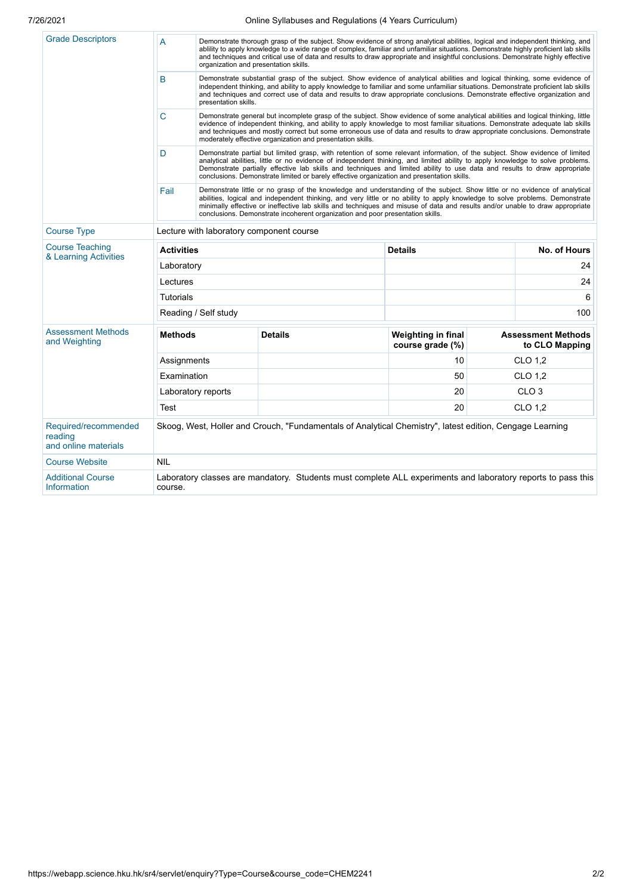| | | |
|---|---|---|
| Grade Descriptors | A | Demonstrate thorough grasp of the subject. Show evidence of strong analytical abilities, logical and independent thinking, and ablility to apply knowledge to a wide range of complex, familiar and unfamiliar situations. Demonstrate highly proficient lab skills and techniques and critical use of data and results to draw appropriate and insightful conclusions. Demonstrate highly effective organization and presentation skills. |
| | B | Demonstrate substantial grasp of the subject. Show evidence of analytical abilities and logical thinking, some evidence of independent thinking, and ability to apply knowledge to familiar and some unfamiliar situations. Demonstrate proficient lab skills and techniques and correct use of data and results to draw appropriate conclusions. Demonstrate effective organization and presentation skills. |
| | C | Demonstrate general but incomplete grasp of the subject. Show evidence of some analytical abilities and logical thinking, little evidence of independent thinking, and ability to apply knowledge to most familiar situations. Demonstrate adequate lab skills and techniques and mostly correct but some erroneous use of data and results to draw appropriate conclusions. Demonstrate moderately effective organization and presentation skills. |
| | D | Demonstrate partial but limited grasp, with retention of some relevant information, of the subject. Show evidence of limited analytical abilities, little or no evidence of independent thinking, and limited ability to apply knowledge to solve problems. Demonstrate partially effective lab skills and techniques and limited ability to use data and results to draw appropriate conclusions. Demonstrate limited or barely effective organization and presentation skills. |
| | Fail | Demonstrate little or no grasp of the knowledge and understanding of the subject. Show little or no evidence of analytical abilities, logical and independent thinking, and very little or no ability to apply knowledge to solve problems. Demonstrate minimally effective or ineffective lab skills and techniques and misuse of data and results and/or unable to draw appropriate conclusions. Demonstrate incoherent organization and poor presentation skills. |

**Course Type**

Lecture with laboratory component course

**Course Teaching & Learning Activities**

| Activities | Details | No. of Hours |
|---|---|---|
| Laboratory | | 24 |
| Lectures | | 24 |
| Tutorials | | 6 |
| Reading / Self study | | 100 |

**Assessment Methods and Weighting**

| Methods | Details | Weighting in final course grade (%) | Assessment Methods to CLO Mapping |
|---|---|---|---|
| Assignments | | 10 | CLO 1,2 |
| Examination | | 50 | CLO 1,2 |
| Laboratory reports | | 20 | CLO 3 |
| Test | | 20 | CLO 1,2 |

**Required/recommended reading and online materials**

Skoog, West, Holler and Crouch, "Fundamentals of Analytical Chemistry", latest edition, Cengage Learning

**Course Website**

NIL

**Additional Course Information**

Laboratory classes are mandatory. Students must complete ALL experiments and laboratory reports to pass this course.